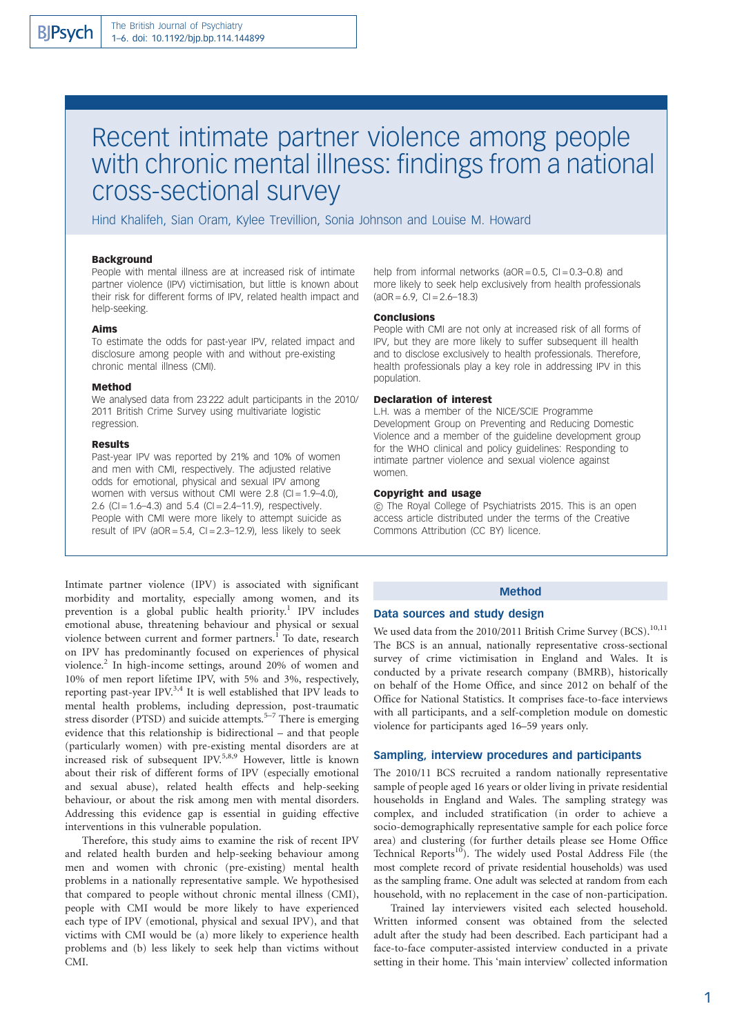# Recent intimate partner violence among people with chronic mental illness: findings from a national cross-sectional survey

Hind Khalifeh, Sian Oram, Kylee Trevillion, Sonia Johnson and Louise M. Howard

### Background

People with mental illness are at increased risk of intimate partner violence (IPV) victimisation, but little is known about their risk for different forms of IPV, related health impact and help-seeking.

### Aims

To estimate the odds for past-year IPV, related impact and disclosure among people with and without pre-existing chronic mental illness (CMI).

### Method

We analysed data from 23 222 adult participants in the 2010/2011 British Crime Survey using multivariate logistic regression.

### Results

Past-year IPV was reported by 21% and 10% of women and men with CMI, respectively. The adjusted relative odds for emotional, physical and sexual IPV among women with versus without CMI were 2.8 (CI = 1.9–4.0), 2.6 (CI = 1.6–4.3) and 5.4 (CI = 2.4–11.9), respectively. People with CMI were more likely to attempt suicide as result of IPV (aOR = 5.4, CI = 2.3–12.9), less likely to seek help from informal networks (aOR = 0.5, CI = 0.3–0.8) and more likely to seek help exclusively from health professionals (aOR = 6.9, CI = 2.6–18.3)

### Conclusions

People with CMI are not only at increased risk of all forms of IPV, but they are more likely to suffer subsequent ill health and to disclose exclusively to health professionals. Therefore, health professionals play a key role in addressing IPV in this population.

### Declaration of interest

L.H. was a member of the NICE/SCIE Programme Development Group on Preventing and Reducing Domestic Violence and a member of the guideline development group for the WHO clinical and policy guidelines: Responding to intimate partner violence and sexual violence against women.

### Copyright and usage

© The Royal College of Psychiatrists 2015. This is an open access article distributed under the terms of the Creative Commons Attribution (CC BY) licence.

Intimate partner violence (IPV) is associated with significant morbidity and mortality, especially among women, and its prevention is a global public health priority.[1] IPV includes emotional abuse, threatening behaviour and physical or sexual violence between current and former partners.[1] To date, research on IPV has predominantly focused on experiences of physical violence.[2] In high-income settings, around 20% of women and 10% of men report lifetime IPV, with 5% and 3%, respectively, reporting past-year IPV.[3,4] It is well established that IPV leads to mental health problems, including depression, post-traumatic stress disorder (PTSD) and suicide attempts.[5–7] There is emerging evidence that this relationship is bidirectional – and that people (particularly women) with pre-existing mental disorders are at increased risk of subsequent IPV.[5,8,9] However, little is known about their risk of different forms of IPV (especially emotional and sexual abuse), related health effects and help-seeking behaviour, or about the risk among men with mental disorders. Addressing this evidence gap is essential in guiding effective interventions in this vulnerable population.

Therefore, this study aims to examine the risk of recent IPV and related health burden and help-seeking behaviour among men and women with chronic (pre-existing) mental health problems in a nationally representative sample. We hypothesised that compared to people without chronic mental illness (CMI), people with CMI would be more likely to have experienced each type of IPV (emotional, physical and sexual IPV), and that victims with CMI would be (a) more likely to experience health problems and (b) less likely to seek help than victims without CMI.

## Method

### Data sources and study design

We used data from the 2010/2011 British Crime Survey (BCS).[10,11] The BCS is an annual, nationally representative cross-sectional survey of crime victimisation in England and Wales. It is conducted by a private research company (BMRB), historically on behalf of the Home Office, and since 2012 on behalf of the Office for National Statistics. It comprises face-to-face interviews with all participants, and a self-completion module on domestic violence for participants aged 16–59 years only.

### Sampling, interview procedures and participants

The 2010/11 BCS recruited a random nationally representative sample of people aged 16 years or older living in private residential households in England and Wales. The sampling strategy was complex, and included stratification (in order to achieve a socio-demographically representative sample for each police force area) and clustering (for further details please see Home Office Technical Reports[10]). The widely used Postal Address File (the most complete record of private residential households) was used as the sampling frame. One adult was selected at random from each household, with no replacement in the case of non-participation.

Trained lay interviewers visited each selected household. Written informed consent was obtained from the selected adult after the study had been described. Each participant had a face-to-face computer-assisted interview conducted in a private setting in their home. This 'main interview' collected information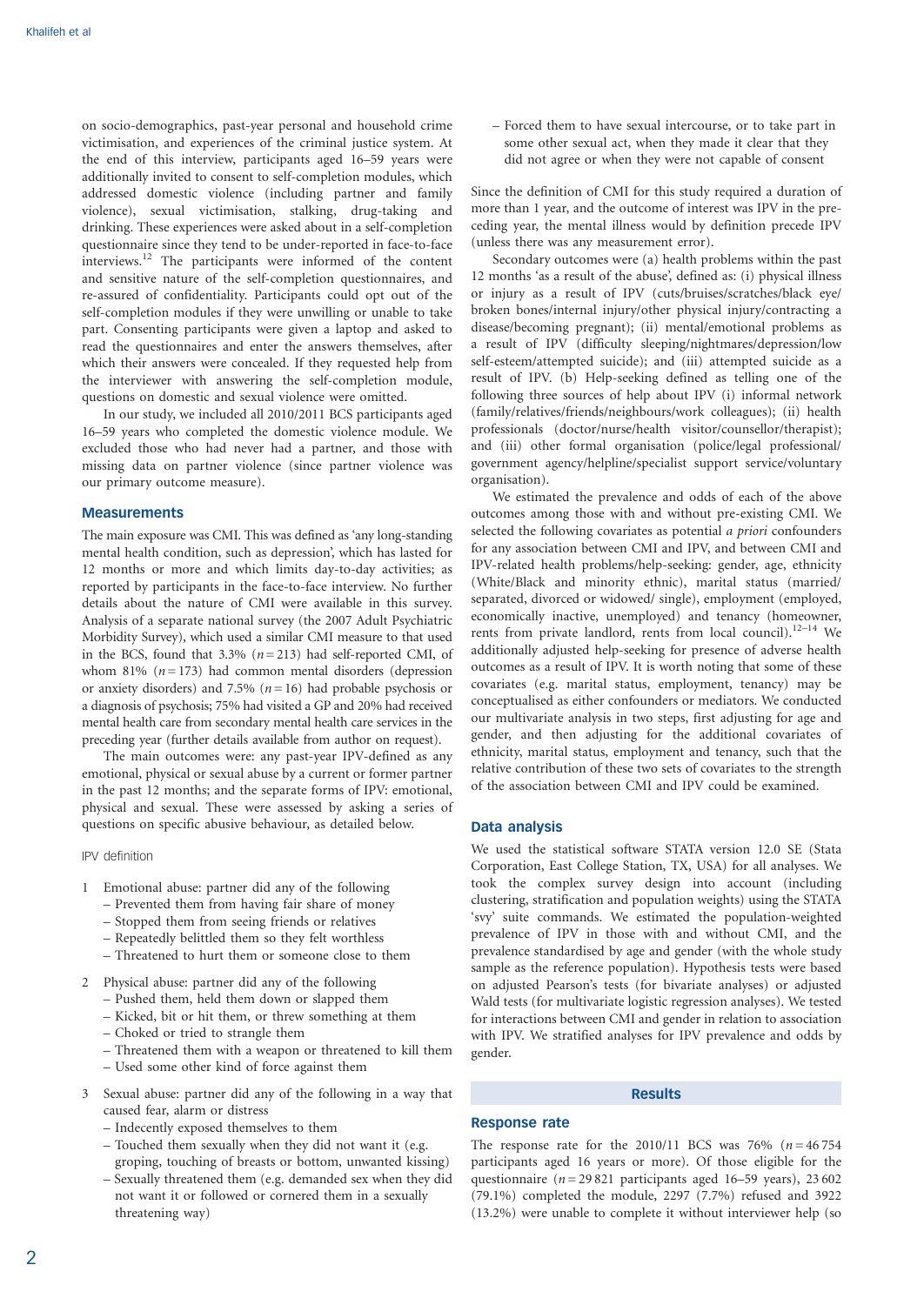on socio-demographics, past-year personal and household crime victimisation, and experiences of the criminal justice system. At the end of this interview, participants aged 16–59 years were additionally invited to consent to self-completion modules, which addressed domestic violence (including partner and family violence), sexual victimisation, stalking, drug-taking and drinking. These experiences were asked about in a self-completion questionnaire since they tend to be under-reported in face-to-face interviews.[12] The participants were informed of the content and sensitive nature of the self-completion questionnaires, and re-assured of confidentiality. Participants could opt out of the self-completion modules if they were unwilling or unable to take part. Consenting participants were given a laptop and asked to read the questionnaires and enter the answers themselves, after which their answers were concealed. If they requested help from the interviewer with answering the self-completion module, questions on domestic and sexual violence were omitted.

In our study, we included all 2010/2011 BCS participants aged 16–59 years who completed the domestic violence module. We excluded those who had never had a partner, and those with missing data on partner violence (since partner violence was our primary outcome measure).

## Measurements

The main exposure was CMI. This was defined as 'any long-standing mental health condition, such as depression', which has lasted for 12 months or more and which limits day-to-day activities; as reported by participants in the face-to-face interview. No further details about the nature of CMI were available in this survey. Analysis of a separate national survey (the 2007 Adult Psychiatric Morbidity Survey), which used a similar CMI measure to that used in the BCS, found that 3.3% ($n = 213$) had self-reported CMI, of whom 81% ($n = 173$) had common mental disorders (depression or anxiety disorders) and 7.5% ($n = 16$) had probable psychosis or a diagnosis of psychosis; 75% had visited a GP and 20% had received mental health care from secondary mental health care services in the preceding year (further details available from author on request).

The main outcomes were: any past-year IPV-defined as any emotional, physical or sexual abuse by a current or former partner in the past 12 months; and the separate forms of IPV: emotional, physical and sexual. These were assessed by asking a series of questions on specific abusive behaviour, as detailed below.

### IPV definition

1. Emotional abuse: partner did any of the following
   – Prevented them from having fair share of money
   – Stopped them from seeing friends or relatives
   – Repeatedly belittled them so they felt worthless
   – Threatened to hurt them or someone close to them
2. Physical abuse: partner did any of the following
   – Pushed them, held them down or slapped them
   – Kicked, bit or hit them, or threw something at them
   – Choked or tried to strangle them
   – Threatened them with a weapon or threatened to kill them
   – Used some other kind of force against them
3. Sexual abuse: partner did any of the following in a way that caused fear, alarm or distress
   – Indecently exposed themselves to them
   – Touched them sexually when they did not want it (e.g. groping, touching of breasts or bottom, unwanted kissing)
   – Sexually threatened them (e.g. demanded sex when they did not want it or followed or cornered them in a sexually threatening way)
   – Forced them to have sexual intercourse, or to take part in some other sexual act, when they made it clear that they did not agree or when they were not capable of consent

Since the definition of CMI for this study required a duration of more than 1 year, and the outcome of interest was IPV in the preceding year, the mental illness would by definition precede IPV (unless there was any measurement error).

Secondary outcomes were (a) health problems within the past 12 months 'as a result of the abuse', defined as: (i) physical illness or injury as a result of IPV (cuts/bruises/scratches/black eye/broken bones/internal injury/other physical injury/contracting a disease/becoming pregnant); (ii) mental/emotional problems as a result of IPV (difficulty sleeping/nightmares/depression/low self-esteem/attempted suicide); and (iii) attempted suicide as a result of IPV. (b) Help-seeking defined as telling one of the following three sources of help about IPV (i) informal network (family/relatives/friends/neighbours/work colleagues); (ii) health professionals (doctor/nurse/health visitor/counsellor/therapist); and (iii) other formal organisation (police/legal professional/government agency/helpline/specialist support service/voluntary organisation).

We estimated the prevalence and odds of each of the above outcomes among those with and without pre-existing CMI. We selected the following covariates as potential *a priori* confounders for any association between CMI and IPV, and between CMI and IPV-related health problems/help-seeking: gender, age, ethnicity (White/Black and minority ethnic), marital status (married/separated, divorced or widowed/ single), employment (employed, economically inactive, unemployed) and tenancy (homeowner, rents from private landlord, rents from local council).[12–14] We additionally adjusted help-seeking for presence of adverse health outcomes as a result of IPV. It is worth noting that some of these covariates (e.g. marital status, employment, tenancy) may be conceptualised as either confounders or mediators. We conducted our multivariate analysis in two steps, first adjusting for age and gender, and then adjusting for the additional covariates of ethnicity, marital status, employment and tenancy, such that the relative contribution of these two sets of covariates to the strength of the association between CMI and IPV could be examined.

## Data analysis

We used the statistical software STATA version 12.0 SE (Stata Corporation, East College Station, TX, USA) for all analyses. We took the complex survey design into account (including clustering, stratification and population weights) using the STATA 'svy' suite commands. We estimated the population-weighted prevalence of IPV in those with and without CMI, and the prevalence standardised by age and gender (with the whole study sample as the reference population). Hypothesis tests were based on adjusted Pearson's tests (for bivariate analyses) or adjusted Wald tests (for multivariate logistic regression analyses). We tested for interactions between CMI and gender in relation to association with IPV. We stratified analyses for IPV prevalence and odds by gender.

# Results

## Response rate

The response rate for the 2010/11 BCS was 76% ($n = 46\,754$ participants aged 16 years or more). Of those eligible for the questionnaire ($n = 29\,821$ participants aged 16–59 years), 23 602 (79.1%) completed the module, 2297 (7.7%) refused and 3922 (13.2%) were unable to complete it without interviewer help (so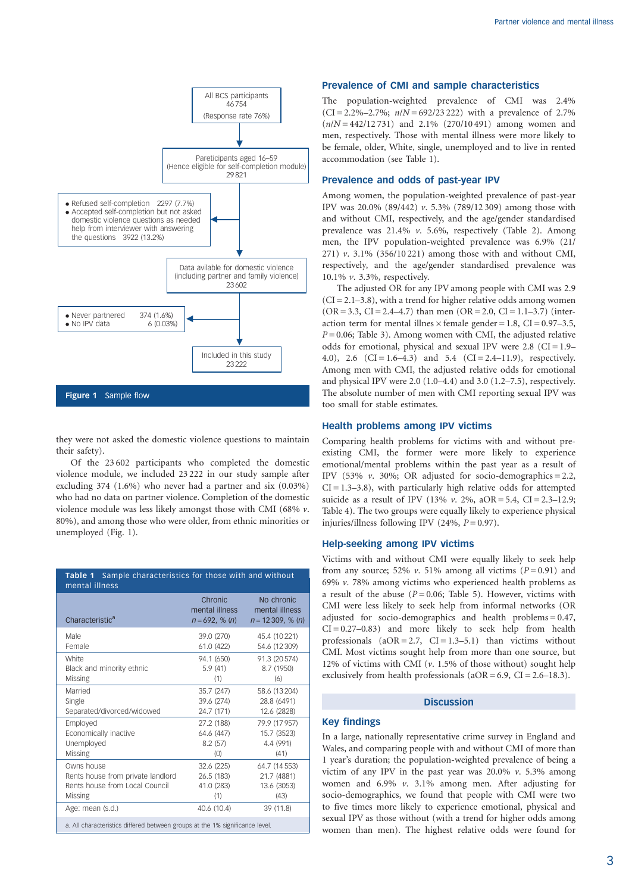All BCS participants
46 754
(Response rate 76%)

Pareticipants aged 16–59
(Hence eligible for self-completion module)
29 821

- Refused self-completion 2297 (7.7%)
- Accepted self-completion but not asked domestic violence questions as needed help from interviewer with answering the questions 3922 (13.2%)

Data avilable for domestic violence (including partner and family violence)
23 602

- Never partnered 374 (1.6%)
- No IPV data 6 (0.03%)

Included in this study
23 222

**Figure 1** Sample flow

they were not asked the domestic violence questions to maintain their safety).

Of the 23 602 participants who completed the domestic violence module, we included 23 222 in our study sample after excluding 374 (1.6%) who never had a partner and six (0.03%) who had no data on partner violence. Completion of the domestic violence module was less likely amongst those with CMI (68% *v.* 80%), and among those who were older, from ethnic minorities or unemployed (Fig. 1).

**Table 1** Sample characteristics for those with and without mental illness

| Characteristic[a] | Chronic mental illness *n* = 692, % (*n*) | No chronic mental illness *n* = 12 309, % (*n*) |
|---|---|---|
| Male | 39.0 (270) | 45.4 (10 221) |
| Female | 61.0 (422) | 54.6 (12 309) |
| White | 94.1 (650) | 91.3 (20 574) |
| Black and minority ethnic | 5.9 (41) | 8.7 (1950) |
| Missing | (1) | (6) |
| Married | 35.7 (247) | 58.6 (13 204) |
| Single | 39.6 (274) | 28.8 (6491) |
| Separated/divorced/widowed | 24.7 (171) | 12.6 (2828) |
| Employed | 27.2 (188) | 79.9 (17 957) |
| Economically inactive | 64.6 (447) | 15.7 (3523) |
| Unemployed | 8.2 (57) | 4.4 (991) |
| Missing | (0) | (41) |
| Owns house | 32.6 (225) | 64.7 (14 553) |
| Rents house from private landlord | 26.5 (183) | 21.7 (4881) |
| Rents house from Local Council | 41.0 (283) | 13.6 (3053) |
| Missing | (1) | (43) |
| Age: mean (s.d.) | 40.6 (10.4) | 39 (11.8) |

a. All characteristics differed between groups at the 1% significance level.

### Prevalence of CMI and sample characteristics

The population-weighted prevalence of CMI was 2.4% (CI = 2.2%–2.7%; *n*/*N* = 692/23 222) with a prevalence of 2.7% (*n*/*N* = 442/12 731) and 2.1% (270/10 491) among women and men, respectively. Those with mental illness were more likely to be female, older, White, single, unemployed and to live in rented accommodation (see Table 1).

### Prevalence and odds of past-year IPV

Among women, the population-weighted prevalence of past-year IPV was 20.0% (89/442) *v.* 5.3% (789/12 309) among those with and without CMI, respectively, and the age/gender standardised prevalence was 21.4% *v.* 5.6%, respectively (Table 2). Among men, the IPV population-weighted prevalence was 6.9% (21/271) *v.* 3.1% (356/10 221) among those with and without CMI, respectively, and the age/gender standardised prevalence was 10.1% *v.* 3.3%, respectively.

The adjusted OR for any IPV among people with CMI was 2.9 (CI = 2.1–3.8), with a trend for higher relative odds among women (OR = 3.3, CI = 2.4–4.7) than men (OR = 2.0, CI = 1.1–3.7) (interaction term for mental illnes × female gender = 1.8, CI = 0.97–3.5, $P = 0.06$; Table 3). Among women with CMI, the adjusted relative odds for emotional, physical and sexual IPV were 2.8 (CI = 1.9–4.0), 2.6 (CI = 1.6–4.3) and 5.4 (CI = 2.4–11.9), respectively. Among men with CMI, the adjusted relative odds for emotional and physical IPV were 2.0 (1.0–4.4) and 3.0 (1.2–7.5), respectively. The absolute number of men with CMI reporting sexual IPV was too small for stable estimates.

### Health problems among IPV victims

Comparing health problems for victims with and without pre-existing CMI, the former were more likely to experience emotional/mental problems within the past year as a result of IPV (53% *v.* 30%; OR adjusted for socio-demographics = 2.2, CI = 1.3–3.8), with particularly high relative odds for attempted suicide as a result of IPV (13% *v.* 2%, aOR = 5.4, CI = 2.3–12.9; Table 4). The two groups were equally likely to experience physical injuries/illness following IPV (24%, $P = 0.97$).

### Help-seeking among IPV victims

Victims with and without CMI were equally likely to seek help from any source; 52% *v.* 51% among all victims ($P = 0.91$) and 69% *v.* 78% among victims who experienced health problems as a result of the abuse ($P = 0.06$; Table 5). However, victims with CMI were less likely to seek help from informal networks (OR adjusted for socio-demographics and health problems = 0.47, CI = 0.27–0.83) and more likely to seek help from health professionals (aOR = 2.7, CI = 1.3–5.1) than victims without CMI. Most victims sought help from more than one source, but 12% of victims with CMI (*v.* 1.5% of those without) sought help exclusively from health professionals (aOR = 6.9, CI = 2.6–18.3).

## Discussion

### Key findings

In a large, nationally representative crime survey in England and Wales, and comparing people with and without CMI of more than 1 year's duration; the population-weighted prevalence of being a victim of any IPV in the past year was 20.0% *v.* 5.3% among women and 6.9% *v.* 3.1% among men. After adjusting for socio-demographics, we found that people with CMI were two to five times more likely to experience emotional, physical and sexual IPV as those without (with a trend for higher odds among women than men). The highest relative odds were found for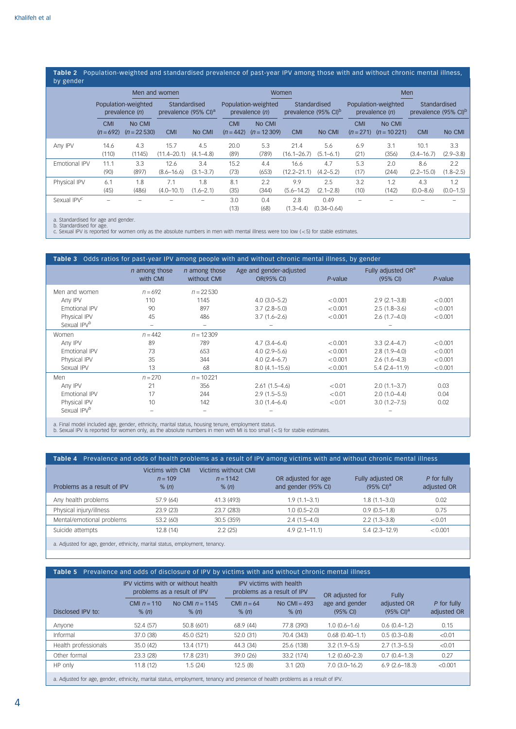**Table 2** Population-weighted and standardised prevalence of past-year IPV among those with and without chronic mental illness, by gender

| | Men and women | | | | Women | | | | Men | | | |
|---|---|---|---|---|---|---|---|---|---|---|---|---|
| | Population-weighted prevalence (*n*) | | Standardised prevalence (95% CI)[a] | | Population-weighted prevalence (*n*) | | Standardised prevalence (95% CI)[b] | | Population-weighted prevalence (*n*) | | Standardised prevalence (95% CI)[b] | |
| | CMI (*n* = 692) | No CMI (*n* = 22 530) | CMI | No CMI | CMI (*n* = 442) | No CMI (*n* = 12 309) | CMI | No CMI | CMI (*n* = 271) | No CMI (*n* = 10 221) | CMI | No CMI |
| Any IPV | 14.6 (110) | 4.3 (1145) | 15.7 (11.4–20.1) | 4.5 (4.1–4.8) | 20.0 (89) | 5.3 (789) | 21.4 (16.1–26.7) | 5.6 (5.1–6.1) | 6.9 (21) | 3.1 (356) | 10.1 (3.4–16.7) | 3.3 (2.9–3.8) |
| Emotional IPV | 11.1 (90) | 3.3 (897) | 12.6 (8.6–16.6) | 3.4 (3.1–3.7) | 15.2 (73) | 4.4 (653) | 16.6 (12.2–21.1) | 4.7 (4.2–5.2) | 5.3 (17) | 2.0 (244) | 8.6 (2.2–15.0) | 2.2 (1.8–2.5) |
| Physical IPV | 6.1 (45) | 1.8 (486) | 7.1 (4.0–10.1) | 1.8 (1.6–2.1) | 8.1 (35) | 2.2 (344) | 9.9 (5.6–14.2) | 2.5 (2.1–2.8) | 3.2 (10) | 1.2 (142) | 4.3 (0.0–8.6) | 1.2 (0.0–1.5) |
| Sexual IPV[c] | – | – | – | – | 3.0 (13) | 0.4 (68) | 2.8 (1.3–4.4) | 0.49 (0.34–0.64) | – | – | – | – |

a. Standardised for age and gender.
b. Standardised for age.
c. Sexual IPV is reported for women only as the absolute numbers in men with mental illness were too low (<5) for stable estimates.

**Table 3** Odds ratios for past-year IPV among people with and without chronic mental illness, by gender

| | *n* among those with CMI | *n* among those without CMI | Age and gender-adjusted OR(95% CI) | *P*-value | Fully adjusted OR[a] (95% CI) | *P*-value |
|---|---|---|---|---|---|---|
| Men and women | *n* = 692 | *n* = 22 530 | | | | |
| Any IPV | 110 | 1145 | 4.0 (3.0–5.2) | <0.001 | 2.9 (2.1–3.8) | <0.001 |
| Emotional IPV | 90 | 897 | 3.7 (2.8–5.0) | <0.001 | 2.5 (1.8–3.6) | <0.001 |
| Physical IPV | 45 | 486 | 3.7 (1.6–2.6) | <0.001 | 2.6 (1.7–4.0) | <0.001 |
| Sexual IPV[b] | – | – | – | | – | |
| Women | *n* = 442 | *n* = 12 309 | | | | |
| Any IPV | 89 | 789 | 4.7 (3.4–6.4) | <0.001 | 3.3 (2.4–4.7) | <0.001 |
| Emotional IPV | 73 | 653 | 4.0 (2.9–5.6) | <0.001 | 2.8 (1.9–4.0) | <0.001 |
| Physical IPV | 35 | 344 | 4.0 (2.4–6.7) | <0.001 | 2.6 (1.6–4.3) | <0.001 |
| Sexual IPV | 13 | 68 | 8.0 (4.1–15.6) | <0.001 | 5.4 (2.4–11.9) | <0.001 |
| Men | *n* = 270 | *n* = 10 221 | | | | |
| Any IPV | 21 | 356 | 2.61 (1.5–4.6) | <0.01 | 2.0 (1.1–3.7) | 0.03 |
| Emotional IPV | 17 | 244 | 2.9 (1.5–5.5) | <0.01 | 2.0 (1.0–4.4) | 0.04 |
| Physical IPV | 10 | 142 | 3.0 (1.4–6.4) | <0.01 | 3.0 (1.2–7.5) | 0.02 |
| Sexual IPV[b] | – | – | – | | – | |

a. Final model included age, gender, ethnicity, marital status, housing tenure, employment status.
b. Sexual IPV is reported for women only, as the absolute numbers in men with MI is too small (<5) for stable estimates.

**Table 4** Prevalence and odds of health problems as a result of IPV among victims with and without chronic mental illness

| Problems as a result of IPV | Victims with CMI *n* = 109 % (*n*) | Victims without CMI *n* = 1142 % (*n*) | OR adjusted for age and gender (95% CI) | Fully adjusted OR (95% CI)[a] | *P* for fully adjusted OR |
|---|---|---|---|---|---|
| Any health problems | 57.9 (64) | 41.3 (493) | 1.9 (1.1–3.1) | 1.8 (1.1–3.0) | 0.02 |
| Physical injury/illness | 23.9 (23) | 23.7 (283) | 1.0 (0.5–2.0) | 0.9 (0.5–1.8) | 0.75 |
| Mental/emotional problems | 53.2 (60) | 30.5 (359) | 2.4 (1.5–4.0) | 2.2 (1.3–3.8) | <0.01 |
| Suicide attempts | 12.8 (14) | 2.2 (25) | 4.9 (2.1–11.1) | 5.4 (2.3–12.9) | <0.001 |

a. Adjusted for age, gender, ethnicity, marital status, employment, tenancy.

**Table 5** Prevalence and odds of disclosure of IPV by victims with and without chronic mental illness

| | IPV victims with or without health problems as a result of IPV | | IPV victims with health problems as a result of IPV | | | | |
|---|---|---|---|---|---|---|---|
| Disclosed IPV to: | CMI *n* = 110 % (*n*) | No CMI *n* = 1145 % (*n*) | CMI *n* = 64 % (*n*) | No CMI = 493 % (*n*) | OR adjusted for age and gender (95% CI) | Fully adjusted OR (95% CI)[a] | *P* for fully adjusted OR |
| Anyone | 52.4 (57) | 50.8 (601) | 68.9 (44) | 77.8 (390) | 1.0 (0.6–1.6) | 0.6 (0.4–1.2) | 0.15 |
| Informal | 37.0 (38) | 45.0 (521) | 52.0 (31) | 70.4 (343) | 0.68 (0.40–1.1) | 0.5 (0.3–0.8) | <0.01 |
| Health professionals | 35.0 (42) | 13.4 (171) | 44.3 (34) | 25.6 (138) | 3.2 (1.9–5.5) | 2.7 (1.3–5.5) | <0.01 |
| Other formal | 23.3 (28) | 17.8 (231) | 39.0 (26) | 33.2 (174) | 1.2 (0.60–2.3) | 0.7 (0.4–1.3) | 0.27 |
| HP only | 11.8 (12) | 1.5 (24) | 12.5 (8) | 3.1 (20) | 7.0 (3.0–16.2) | 6.9 (2.6–18.3) | <0.001 |

a. Adjusted for age, gender, ethnicity, marital status, employment, tenancy and presence of health problems as a result of IPV.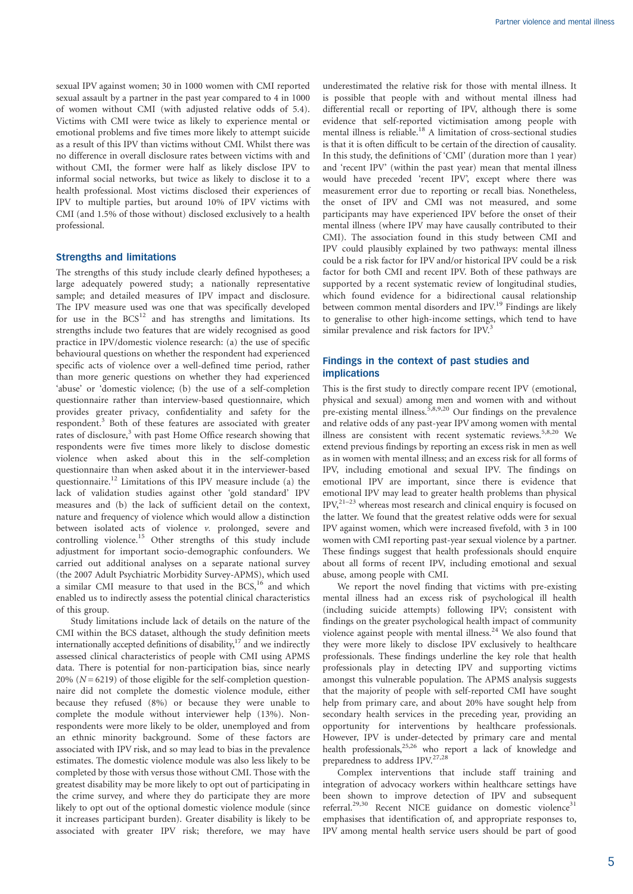sexual IPV against women; 30 in 1000 women with CMI reported sexual assault by a partner in the past year compared to 4 in 1000 of women without CMI (with adjusted relative odds of 5.4). Victims with CMI were twice as likely to experience mental or emotional problems and five times more likely to attempt suicide as a result of this IPV than victims without CMI. Whilst there was no difference in overall disclosure rates between victims with and without CMI, the former were half as likely disclose IPV to informal social networks, but twice as likely to disclose it to a health professional. Most victims disclosed their experiences of IPV to multiple parties, but around 10% of IPV victims with CMI (and 1.5% of those without) disclosed exclusively to a health professional.

## Strengths and limitations

The strengths of this study include clearly defined hypotheses; a large adequately powered study; a nationally representative sample; and detailed measures of IPV impact and disclosure. The IPV measure used was one that was specifically developed for use in the BCS[12] and has strengths and limitations. Its strengths include two features that are widely recognised as good practice in IPV/domestic violence research: (a) the use of specific behavioural questions on whether the respondent had experienced specific acts of violence over a well-defined time period, rather than more generic questions on whether they had experienced 'abuse' or 'domestic violence; (b) the use of a self-completion questionnaire rather than interview-based questionnaire, which provides greater privacy, confidentiality and safety for the respondent.[3] Both of these features are associated with greater rates of disclosure,[3] with past Home Office research showing that respondents were five times more likely to disclose domestic violence when asked about this in the self-completion questionnaire than when asked about it in the interviewer-based questionnaire.[12] Limitations of this IPV measure include (a) the lack of validation studies against other 'gold standard' IPV measures and (b) the lack of sufficient detail on the context, nature and frequency of violence which would allow a distinction between isolated acts of violence *v.* prolonged, severe and controlling violence.[15] Other strengths of this study include adjustment for important socio-demographic confounders. We carried out additional analyses on a separate national survey (the 2007 Adult Psychiatric Morbidity Survey-APMS), which used a similar CMI measure to that used in the BCS,[16] and which enabled us to indirectly assess the potential clinical characteristics of this group.

Study limitations include lack of details on the nature of the CMI within the BCS dataset, although the study definition meets internationally accepted definitions of disability,[17] and we indirectly assessed clinical characteristics of people with CMI using APMS data. There is potential for non-participation bias, since nearly 20% ($N = 6219$) of those eligible for the self-completion questionnaire did not complete the domestic violence module, either because they refused (8%) or because they were unable to complete the module without interviewer help (13%). Non-respondents were more likely to be older, unemployed and from an ethnic minority background. Some of these factors are associated with IPV risk, and so may lead to bias in the prevalence estimates. The domestic violence module was also less likely to be completed by those with versus those without CMI. Those with the greatest disability may be more likely to opt out of participating in the crime survey, and where they do participate they are more likely to opt out of the optional domestic violence module (since it increases participant burden). Greater disability is likely to be associated with greater IPV risk; therefore, we may have underestimated the relative risk for those with mental illness. It is possible that people with and without mental illness had differential recall or reporting of IPV, although there is some evidence that self-reported victimisation among people with mental illness is reliable.[18] A limitation of cross-sectional studies is that it is often difficult to be certain of the direction of causality. In this study, the definitions of 'CMI' (duration more than 1 year) and 'recent IPV' (within the past year) mean that mental illness would have preceded 'recent IPV', except where there was measurement error due to reporting or recall bias. Nonetheless, the onset of IPV and CMI was not measured, and some participants may have experienced IPV before the onset of their mental illness (where IPV may have causally contributed to their CMI). The association found in this study between CMI and IPV could plausibly explained by two pathways: mental illness could be a risk factor for IPV and/or historical IPV could be a risk factor for both CMI and recent IPV. Both of these pathways are supported by a recent systematic review of longitudinal studies, which found evidence for a bidirectional causal relationship between common mental disorders and IPV.[19] Findings are likely to generalise to other high-income settings, which tend to have similar prevalence and risk factors for IPV.[3]

## Findings in the context of past studies and implications

This is the first study to directly compare recent IPV (emotional, physical and sexual) among men and women with and without pre-existing mental illness.[5,8,9,20] Our findings on the prevalence and relative odds of any past-year IPV among women with mental illness are consistent with recent systematic reviews.[5,8,20] We extend previous findings by reporting an excess risk in men as well as in women with mental illness; and an excess risk for all forms of IPV, including emotional and sexual IPV. The findings on emotional IPV are important, since there is evidence that emotional IPV may lead to greater health problems than physical IPV,[21–23] whereas most research and clinical enquiry is focused on the latter. We found that the greatest relative odds were for sexual IPV against women, which were increased fivefold, with 3 in 100 women with CMI reporting past-year sexual violence by a partner. These findings suggest that health professionals should enquire about all forms of recent IPV, including emotional and sexual abuse, among people with CMI.

We report the novel finding that victims with pre-existing mental illness had an excess risk of psychological ill health (including suicide attempts) following IPV; consistent with findings on the greater psychological health impact of community violence against people with mental illness.[24] We also found that they were more likely to disclose IPV exclusively to healthcare professionals. These findings underline the key role that health professionals play in detecting IPV and supporting victims amongst this vulnerable population. The APMS analysis suggests that the majority of people with self-reported CMI have sought help from primary care, and about 20% have sought help from secondary health services in the preceding year, providing an opportunity for interventions by healthcare professionals. However, IPV is under-detected by primary care and mental health professionals,[25,26] who report a lack of knowledge and preparedness to address IPV.[27,28]

Complex interventions that include staff training and integration of advocacy workers within healthcare settings have been shown to improve detection of IPV and subsequent referral.[29,30] Recent NICE guidance on domestic violence[31] emphasises that identification of, and appropriate responses to, IPV among mental health service users should be part of good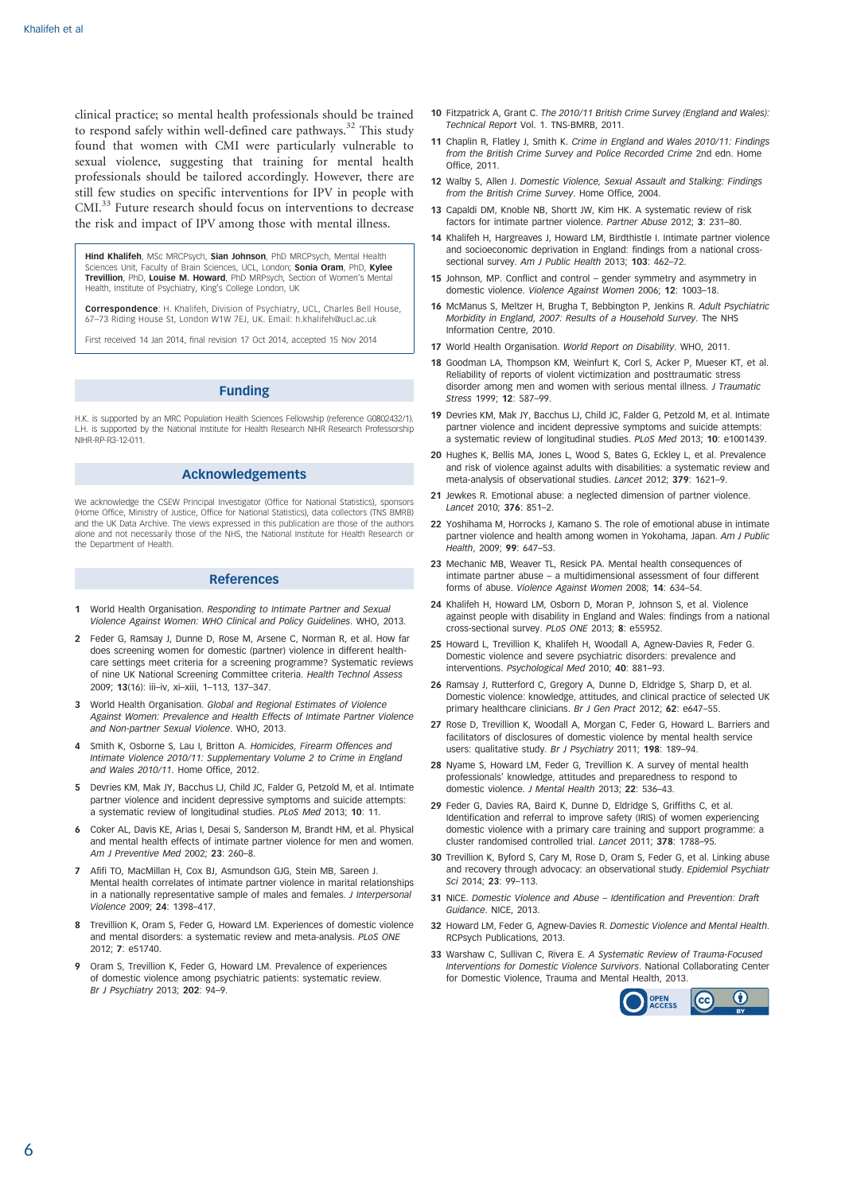clinical practice; so mental health professionals should be trained to respond safely within well-defined care pathways.[32] This study found that women with CMI were particularly vulnerable to sexual violence, suggesting that training for mental health professionals should be tailored accordingly. However, there are still few studies on specific interventions for IPV in people with CMI.[33] Future research should focus on interventions to decrease the risk and impact of IPV among those with mental illness.

**Hind Khalifeh**, MSc MRCPsych, **Sian Johnson**, PhD MRCPsych, Mental Health Sciences Unit, Faculty of Brain Sciences, UCL, London; **Sonia Oram**, PhD, **Kylee Trevillion**, PhD, **Louise M. Howard**, PhD MRPsych, Section of Women's Mental Health, Institute of Psychiatry, King's College London, UK

**Correspondence**: H. Khalifeh, Division of Psychiatry, UCL, Charles Bell House, 67–73 Riding House St, London W1W 7EJ, UK. Email: h.khalifeh@ucl.ac.uk

First received 14 Jan 2014, final revision 17 Oct 2014, accepted 15 Nov 2014

## Funding

H.K. is supported by an MRC Population Health Sciences Fellowship (reference G0802432/1). L.H. is supported by the National Institute for Health Research NIHR Research Professorship NIHR-RP-R3-12-011.

## Acknowledgements

We acknowledge the CSEW Principal Investigator (Office for National Statistics), sponsors (Home Office, Ministry of Justice, Office for National Statistics), data collectors (TNS BMRB) and the UK Data Archive. The views expressed in this publication are those of the authors alone and not necessarily those of the NHS, the National Institute for Health Research or the Department of Health.

## References

1. World Health Organisation. *Responding to Intimate Partner and Sexual Violence Against Women: WHO Clinical and Policy Guidelines*. WHO, 2013.
2. Feder G, Ramsay J, Dunne D, Rose M, Arsene C, Norman R, et al. How far does screening women for domestic (partner) violence in different health-care settings meet criteria for a screening programme? Systematic reviews of nine UK National Screening Committee criteria. *Health Technol Assess* 2009; **13**(16): iii–iv, xi–xiii, 1–113, 137–347.
3. World Health Organisation. *Global and Regional Estimates of Violence Against Women: Prevalence and Health Effects of Intimate Partner Violence and Non-partner Sexual Violence*. WHO, 2013.
4. Smith K, Osborne S, Lau I, Britton A. *Homicides, Firearm Offences and Intimate Violence 2010/11: Supplementary Volume 2 to Crime in England and Wales 2010/11*. Home Office, 2012.
5. Devries KM, Mak JY, Bacchus LJ, Child JC, Falder G, Petzold M, et al. Intimate partner violence and incident depressive symptoms and suicide attempts: a systematic review of longitudinal studies. *PLoS Med* 2013; **10**: 11.
6. Coker AL, Davis KE, Arias I, Desai S, Sanderson M, Brandt HM, et al. Physical and mental health effects of intimate partner violence for men and women. *Am J Preventive Med* 2002; **23**: 260–8.
7. Afifi TO, MacMillan H, Cox BJ, Asmundson GJG, Stein MB, Sareen J. Mental health correlates of intimate partner violence in marital relationships in a nationally representative sample of males and females. *J Interpersonal Violence* 2009; **24**: 1398–417.
8. Trevillion K, Oram S, Feder G, Howard LM. Experiences of domestic violence and mental disorders: a systematic review and meta-analysis. *PLoS ONE* 2012; **7**: e51740.
9. Oram S, Trevillion K, Feder G, Howard LM. Prevalence of experiences of domestic violence among psychiatric patients: systematic review. *Br J Psychiatry* 2013; **202**: 94–9.
10. Fitzpatrick A, Grant C. *The 2010/11 British Crime Survey (England and Wales): Technical Report* Vol. 1. TNS-BMRB, 2011.
11. Chaplin R, Flatley J, Smith K. *Crime in England and Wales 2010/11: Findings from the British Crime Survey and Police Recorded Crime* 2nd edn. Home Office, 2011.
12. Walby S, Allen J. *Domestic Violence, Sexual Assault and Stalking: Findings from the British Crime Survey*. Home Office, 2004.
13. Capaldi DM, Knoble NB, Shortt JW, Kim HK. A systematic review of risk factors for intimate partner violence. *Partner Abuse* 2012; **3**: 231–80.
14. Khalifeh H, Hargreaves J, Howard LM, Birdthistle I. Intimate partner violence and socioeconomic deprivation in England: findings from a national cross-sectional survey. *Am J Public Health* 2013; **103**: 462–72.
15. Johnson, MP. Conflict and control – gender symmetry and asymmetry in domestic violence. *Violence Against Women* 2006; **12**: 1003–18.
16. McManus S, Meltzer H, Brugha T, Bebbington P, Jenkins R. *Adult Psychiatric Morbidity in England, 2007: Results of a Household Survey*. The NHS Information Centre, 2010.
17. World Health Organisation. *World Report on Disability*. WHO, 2011.
18. Goodman LA, Thompson KM, Weinfurt K, Corl S, Acker P, Mueser KT, et al. Reliability of reports of violent victimization and posttraumatic stress disorder among men and women with serious mental illness. *J Traumatic Stress* 1999; **12**: 587–99.
19. Devries KM, Mak JY, Bacchus LJ, Child JC, Falder G, Petzold M, et al. Intimate partner violence and incident depressive symptoms and suicide attempts: a systematic review of longitudinal studies. *PLoS Med* 2013; **10**: e1001439.
20. Hughes K, Bellis MA, Jones L, Wood S, Bates G, Eckley L, et al. Prevalence and risk of violence against adults with disabilities: a systematic review and meta-analysis of observational studies. *Lancet* 2012; **379**: 1621–9.
21. Jewkes R. Emotional abuse: a neglected dimension of partner violence. *Lancet* 2010; **376**: 851–2.
22. Yoshihama M, Horrocks J, Kamano S. The role of emotional abuse in intimate partner violence and health among women in Yokohama, Japan. *Am J Public Health*, 2009; **99**: 647–53.
23. Mechanic MB, Weaver TL, Resick PA. Mental health consequences of intimate partner abuse – a multidimensional assessment of four different forms of abuse. *Violence Against Women* 2008; **14**: 634–54.
24. Khalifeh H, Howard LM, Osborn D, Moran P, Johnson S, et al. Violence against people with disability in England and Wales: findings from a national cross-sectional survey. *PLoS ONE* 2013; **8**: e55952.
25. Howard L, Trevillion K, Khalifeh H, Woodall A, Agnew-Davies R, Feder G. Domestic violence and severe psychiatric disorders: prevalence and interventions. *Psychological Med* 2010; **40**: 881–93.
26. Ramsay J, Rutterford C, Gregory A, Dunne D, Eldridge S, Sharp D, et al. Domestic violence: knowledge, attitudes, and clinical practice of selected UK primary healthcare clinicians. *Br J Gen Pract* 2012; **62**: e647–55.
27. Rose D, Trevillion K, Woodall A, Morgan C, Feder G, Howard L. Barriers and facilitators of disclosures of domestic violence by mental health service users: qualitative study. *Br J Psychiatry* 2011; **198**: 189–94.
28. Nyame S, Howard LM, Feder G, Trevillion K. A survey of mental health professionals' knowledge, attitudes and preparedness to respond to domestic violence. *J Mental Health* 2013; **22**: 536–43.
29. Feder G, Davies RA, Baird K, Dunne D, Eldridge S, Griffiths C, et al. Identification and referral to improve safety (IRIS) of women experiencing domestic violence with a primary care training and support programme: a cluster randomised controlled trial. *Lancet* 2011; **378**: 1788–95.
30. Trevillion K, Byford S, Cary M, Rose D, Oram S, Feder G, et al. Linking abuse and recovery through advocacy: an observational study. *Epidemiol Psychiatr Sci* 2014; **23**: 99–113.
31. NICE. *Domestic Violence and Abuse – Identification and Prevention: Draft Guidance*. NICE, 2013.
32. Howard LM, Feder G, Agnew-Davies R. *Domestic Violence and Mental Health*. RCPsych Publications, 2013.
33. Warshaw C, Sullivan C, Rivera E. *A Systematic Review of Trauma-Focused Interventions for Domestic Violence Survivors*. National Collaborating Center for Domestic Violence, Trauma and Mental Health, 2013.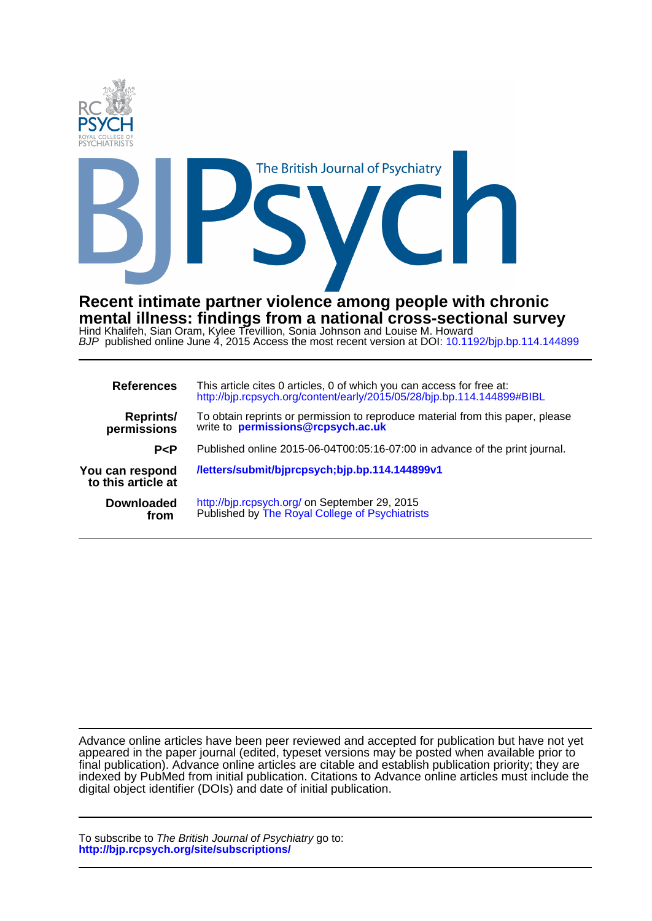# Recent intimate partner violence among people with chronic mental illness: findings from a national cross-sectional survey

Hind Khalifeh, Sian Oram, Kylee Trevillion, Sonia Johnson and Louise M. Howard

*BJP* published online June 4, 2015 Access the most recent version at DOI: 10.1192/bjp.bp.114.144899

| | |
|---|---|
| **References** | This article cites 0 articles, 0 of which you can access for free at: http://bjp.rcpsych.org/content/early/2015/05/28/bjp.bp.114.144899#BIBL |
| **Reprints/ permissions** | To obtain reprints or permission to reproduce material from this paper, please write to **permissions@rcpsych.ac.uk** |
| **P<P** | Published online 2015-06-04T00:05:16-07:00 in advance of the print journal. |
| **You can respond to this article at** | **/letters/submit/bjprcpsych;bjp.bp.114.144899v1** |
| **Downloaded from** | http://bjp.rcpsych.org/ on September 29, 2015 Published by The Royal College of Psychiatrists |

Advance online articles have been peer reviewed and accepted for publication but have not yet appeared in the paper journal (edited, typeset versions may be posted when available prior to final publication). Advance online articles are citable and establish publication priority; they are indexed by PubMed from initial publication. Citations to Advance online articles must include the digital object identifier (DOIs) and date of initial publication.

To subscribe to *The British Journal of Psychiatry* go to:
**http://bjp.rcpsych.org/site/subscriptions/**